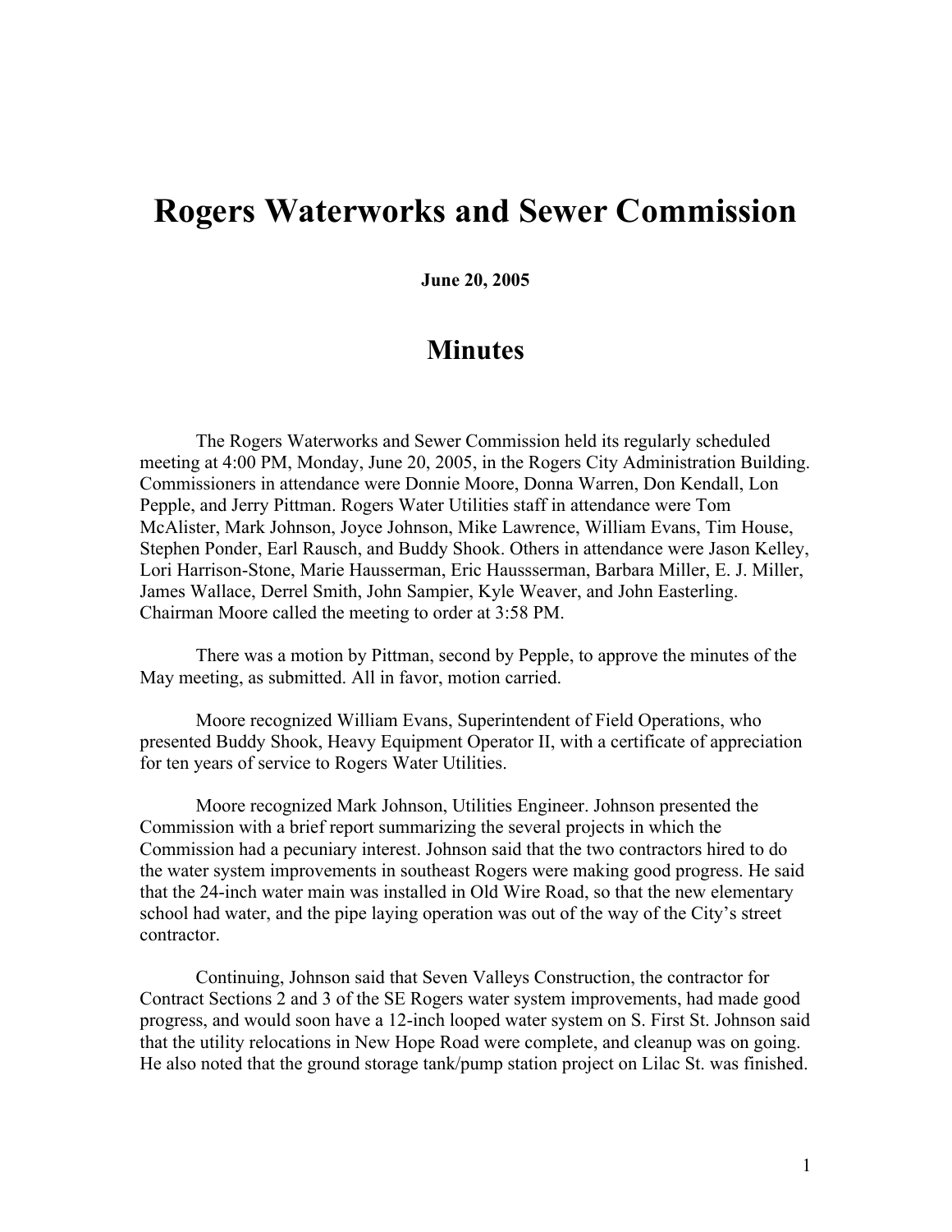# Rogers Waterworks and Sewer Commission

**June 20, 2005**

## Minutes

The Rogers Waterworks and Sewer Commission held its regularly scheduled meeting at 4:00 PM, Monday, June 20, 2005, in the Rogers City Administration Building. Commissioners in attendance were Donnie Moore, Donna Warren, Don Kendall, Lon Pepple, and Jerry Pittman. Rogers Water Utilities staff in attendance were Tom McAlister, Mark Johnson, Joyce Johnson, Mike Lawrence, William Evans, Tim House, Stephen Ponder, Earl Rausch, and Buddy Shook. Others in attendance were Jason Kelley, Lori Harrison-Stone, Marie Hausserman, Eric Haussserman, Barbara Miller, E. J. Miller, James Wallace, Derrel Smith, John Sampier, Kyle Weaver, and John Easterling. Chairman Moore called the meeting to order at 3:58 PM.

There was a motion by Pittman, second by Pepple, to approve the minutes of the May meeting, as submitted. All in favor, motion carried.

Moore recognized William Evans, Superintendent of Field Operations, who presented Buddy Shook, Heavy Equipment Operator II, with a certificate of appreciation for ten years of service to Rogers Water Utilities.

Moore recognized Mark Johnson, Utilities Engineer. Johnson presented the Commission with a brief report summarizing the several projects in which the Commission had a pecuniary interest. Johnson said that the two contractors hired to do the water system improvements in southeast Rogers were making good progress. He said that the 24-inch water main was installed in Old Wire Road, so that the new elementary school had water, and the pipe laying operation was out of the way of the City's street contractor.

Continuing, Johnson said that Seven Valleys Construction, the contractor for Contract Sections 2 and 3 of the SE Rogers water system improvements, had made good progress, and would soon have a 12-inch looped water system on S. First St. Johnson said that the utility relocations in New Hope Road were complete, and cleanup was on going. He also noted that the ground storage tank/pump station project on Lilac St. was finished.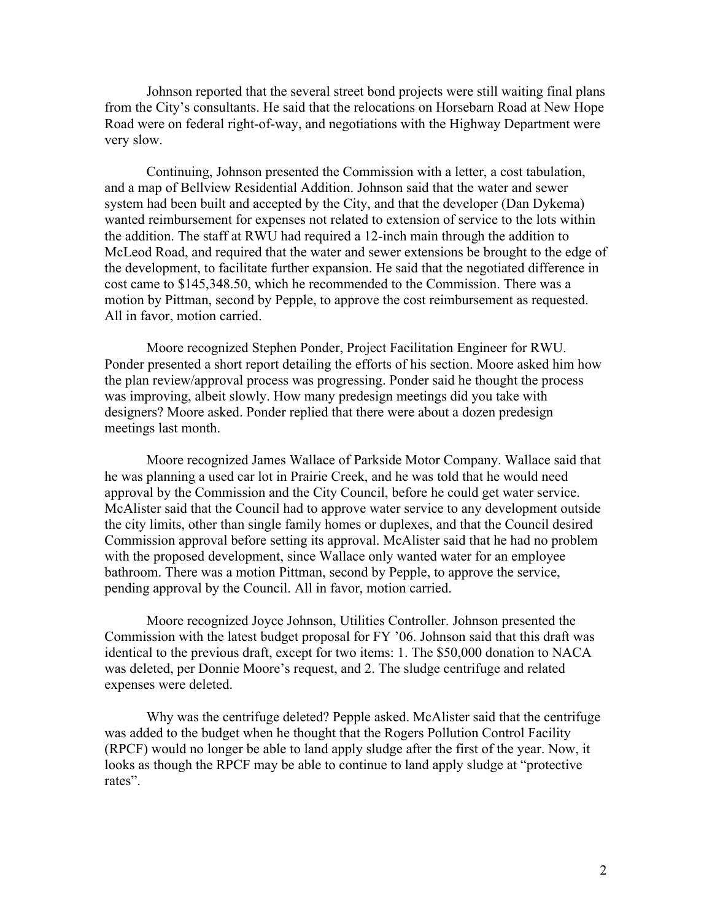Johnson reported that the several street bond projects were still waiting final plans from the City's consultants. He said that the relocations on Horsebarn Road at New Hope Road were on federal right-of-way, and negotiations with the Highway Department were very slow.

Continuing, Johnson presented the Commission with a letter, a cost tabulation, and a map of Bellview Residential Addition. Johnson said that the water and sewer system had been built and accepted by the City, and that the developer (Dan Dykema) wanted reimbursement for expenses not related to extension of service to the lots within the addition. The staff at RWU had required a 12-inch main through the addition to McLeod Road, and required that the water and sewer extensions be brought to the edge of the development, to facilitate further expansion. He said that the negotiated difference in cost came to $145,348.50, which he recommended to the Commission. There was a motion by Pittman, second by Pepple, to approve the cost reimbursement as requested. All in favor, motion carried.

Moore recognized Stephen Ponder, Project Facilitation Engineer for RWU. Ponder presented a short report detailing the efforts of his section. Moore asked him how the plan review/approval process was progressing. Ponder said he thought the process was improving, albeit slowly. How many predesign meetings did you take with designers? Moore asked. Ponder replied that there were about a dozen predesign meetings last month.

Moore recognized James Wallace of Parkside Motor Company. Wallace said that he was planning a used car lot in Prairie Creek, and he was told that he would need approval by the Commission and the City Council, before he could get water service. McAlister said that the Council had to approve water service to any development outside the city limits, other than single family homes or duplexes, and that the Council desired Commission approval before setting its approval. McAlister said that he had no problem with the proposed development, since Wallace only wanted water for an employee bathroom. There was a motion Pittman, second by Pepple, to approve the service, pending approval by the Council. All in favor, motion carried.

Moore recognized Joyce Johnson, Utilities Controller. Johnson presented the Commission with the latest budget proposal for FY '06. Johnson said that this draft was identical to the previous draft, except for two items: 1. The $50,000 donation to NACA was deleted, per Donnie Moore's request, and 2. The sludge centrifuge and related expenses were deleted.

Why was the centrifuge deleted? Pepple asked. McAlister said that the centrifuge was added to the budget when he thought that the Rogers Pollution Control Facility (RPCF) would no longer be able to land apply sludge after the first of the year. Now, it looks as though the RPCF may be able to continue to land apply sludge at "protective rates".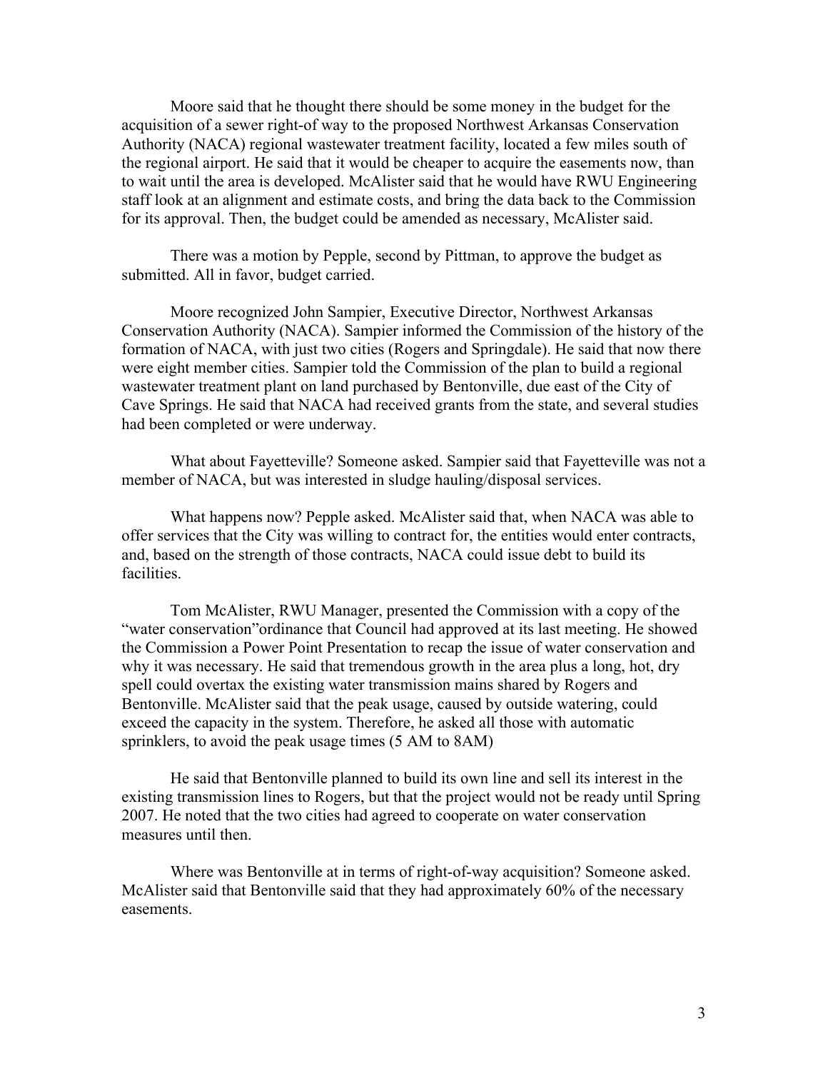Moore said that he thought there should be some money in the budget for the acquisition of a sewer right-of way to the proposed Northwest Arkansas Conservation Authority (NACA) regional wastewater treatment facility, located a few miles south of the regional airport. He said that it would be cheaper to acquire the easements now, than to wait until the area is developed. McAlister said that he would have RWU Engineering staff look at an alignment and estimate costs, and bring the data back to the Commission for its approval. Then, the budget could be amended as necessary, McAlister said.

There was a motion by Pepple, second by Pittman, to approve the budget as submitted. All in favor, budget carried.

Moore recognized John Sampier, Executive Director, Northwest Arkansas Conservation Authority (NACA). Sampier informed the Commission of the history of the formation of NACA, with just two cities (Rogers and Springdale). He said that now there were eight member cities. Sampier told the Commission of the plan to build a regional wastewater treatment plant on land purchased by Bentonville, due east of the City of Cave Springs. He said that NACA had received grants from the state, and several studies had been completed or were underway.

What about Fayetteville? Someone asked. Sampier said that Fayetteville was not a member of NACA, but was interested in sludge hauling/disposal services.

What happens now? Pepple asked. McAlister said that, when NACA was able to offer services that the City was willing to contract for, the entities would enter contracts, and, based on the strength of those contracts, NACA could issue debt to build its facilities.

Tom McAlister, RWU Manager, presented the Commission with a copy of the "water conservation"ordinance that Council had approved at its last meeting. He showed the Commission a Power Point Presentation to recap the issue of water conservation and why it was necessary. He said that tremendous growth in the area plus a long, hot, dry spell could overtax the existing water transmission mains shared by Rogers and Bentonville. McAlister said that the peak usage, caused by outside watering, could exceed the capacity in the system. Therefore, he asked all those with automatic sprinklers, to avoid the peak usage times (5 AM to 8AM)

He said that Bentonville planned to build its own line and sell its interest in the existing transmission lines to Rogers, but that the project would not be ready until Spring 2007. He noted that the two cities had agreed to cooperate on water conservation measures until then.

Where was Bentonville at in terms of right-of-way acquisition? Someone asked. McAlister said that Bentonville said that they had approximately 60% of the necessary easements.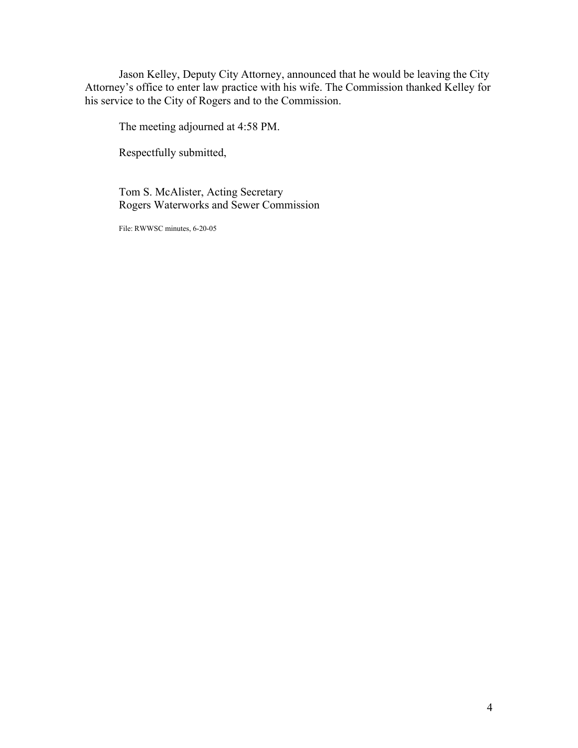Jason Kelley, Deputy City Attorney, announced that he would be leaving the City Attorney's office to enter law practice with his wife. The Commission thanked Kelley for his service to the City of Rogers and to the Commission.

The meeting adjourned at 4:58 PM.

Respectfully submitted,

Tom S. McAlister, Acting Secretary
Rogers Waterworks and Sewer Commission

File: RWWSC minutes, 6-20-05